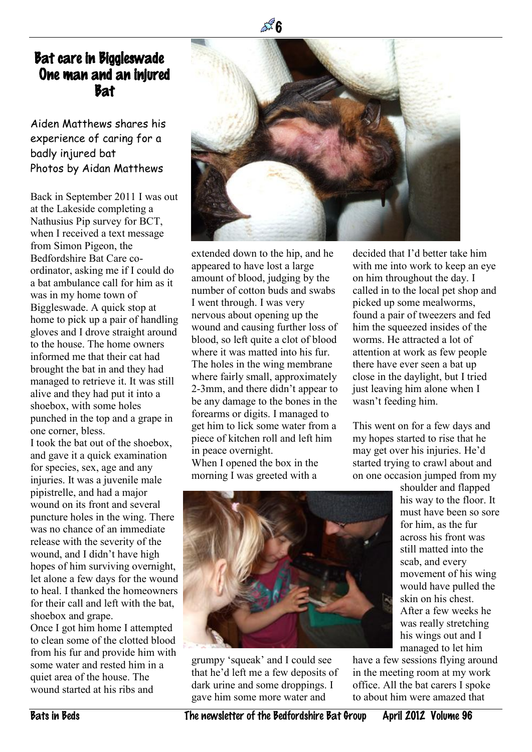# Bat care in Biggleswade One man and an injured Bat

Aiden Matthews shares his experience of caring for a badly injured bat
Photos by Aidan Matthews

Back in September 2011 I was out at the Lakeside completing a Nathusius Pip survey for BCT, when I received a text message from Simon Pigeon, the Bedfordshire Bat Care co-ordinator, asking me if I could do a bat ambulance call for him as it was in my home town of Biggleswade. A quick stop at home to pick up a pair of handling gloves and I drove straight around to the house. The home owners informed me that their cat had brought the bat in and they had managed to retrieve it. It was still alive and they had put it into a shoebox, with some holes punched in the top and a grape in one corner, bless.

I took the bat out of the shoebox, and gave it a quick examination for species, sex, age and any injuries. It was a juvenile male pipistrelle, and had a major wound on its front and several puncture holes in the wing. There was no chance of an immediate release with the severity of the wound, and I didn't have high hopes of him surviving overnight, let alone a few days for the wound to heal. I thanked the homeowners for their call and left with the bat, shoebox and grape.

Once I got him home I attempted to clean some of the clotted blood from his fur and provide him with some water and rested him in a quiet area of the house. The wound started at his ribs and extended down to the hip, and he appeared to have lost a large amount of blood, judging by the number of cotton buds and swabs I went through. I was very nervous about opening up the wound and causing further loss of blood, so left quite a clot of blood where it was matted into his fur. The holes in the wing membrane where fairly small, approximately 2-3mm, and there didn't appear to be any damage to the bones in the forearms or digits. I managed to get him to lick some water from a piece of kitchen roll and left him in peace overnight.

When I opened the box in the morning I was greeted with a grumpy 'squeak' and I could see that he'd left me a few deposits of dark urine and some droppings. I gave him some more water and decided that I'd better take him with me into work to keep an eye on him throughout the day. I called in to the local pet shop and picked up some mealworms, found a pair of tweezers and fed him the squeezed insides of the worms. He attracted a lot of attention at work as few people there have ever seen a bat up close in the daylight, but I tried just leaving him alone when I wasn't feeding him.

This went on for a few days and my hopes started to rise that he may get over his injuries. He'd started trying to crawl about and on one occasion jumped from my shoulder and flapped his way to the floor. It must have been so sore for him, as the fur across his front was still matted into the scab, and every movement of his wing would have pulled the skin on his chest. After a few weeks he was really stretching his wings out and I managed to let him have a few sessions flying around in the meeting room at my work office. All the bat carers I spoke to about him were amazed that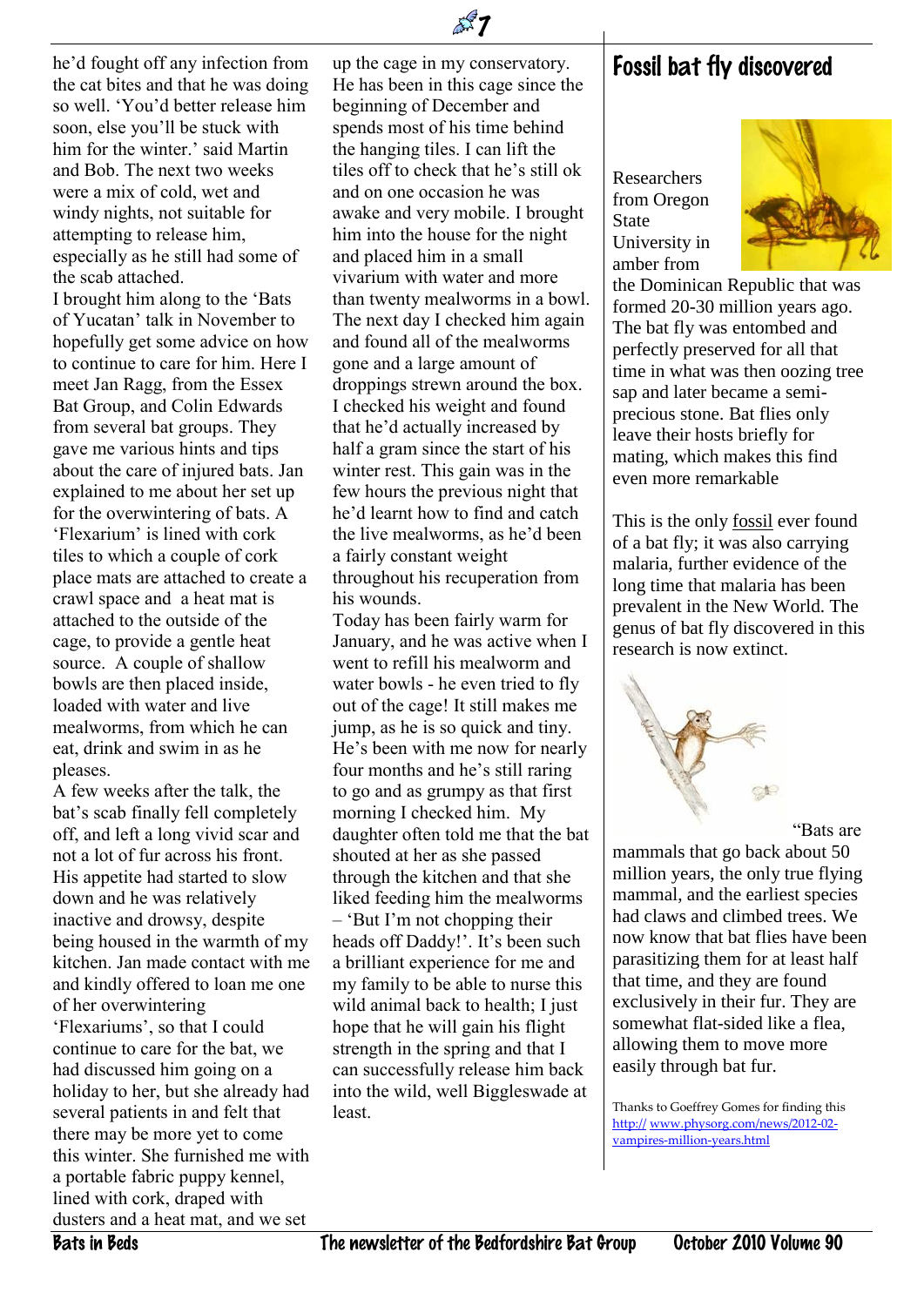he'd fought off any infection from the cat bites and that he was doing so well. 'You'd better release him soon, else you'll be stuck with him for the winter.' said Martin and Bob. The next two weeks were a mix of cold, wet and windy nights, not suitable for attempting to release him, especially as he still had some of the scab attached.

I brought him along to the 'Bats of Yucatan' talk in November to hopefully get some advice on how to continue to care for him. Here I meet Jan Ragg, from the Essex Bat Group, and Colin Edwards from several bat groups. They gave me various hints and tips about the care of injured bats. Jan explained to me about her set up for the overwintering of bats. A 'Flexarium' is lined with cork tiles to which a couple of cork place mats are attached to create a crawl space and a heat mat is attached to the outside of the cage, to provide a gentle heat source. A couple of shallow bowls are then placed inside, loaded with water and live mealworms, from which he can eat, drink and swim in as he pleases.

A few weeks after the talk, the bat's scab finally fell completely off, and left a long vivid scar and not a lot of fur across his front. His appetite had started to slow down and he was relatively inactive and drowsy, despite being housed in the warmth of my kitchen. Jan made contact with me and kindly offered to loan me one of her overwintering 'Flexariums', so that I could continue to care for the bat, we had discussed him going on a holiday to her, but she already had several patients in and felt that there may be more yet to come this winter. She furnished me with a portable fabric puppy kennel, lined with cork, draped with dusters and a heat mat, and we set up the cage in my conservatory. He has been in this cage since the beginning of December and spends most of his time behind the hanging tiles. I can lift the tiles off to check that he's still ok and on one occasion he was awake and very mobile. I brought him into the house for the night and placed him in a small vivarium with water and more than twenty mealworms in a bowl. The next day I checked him again and found all of the mealworms gone and a large amount of droppings strewn around the box. I checked his weight and found that he'd actually increased by half a gram since the start of his winter rest. This gain was in the few hours the previous night that he'd learnt how to find and catch the live mealworms, as he'd been a fairly constant weight throughout his recuperation from his wounds.

Today has been fairly warm for January, and he was active when I went to refill his mealworm and water bowls - he even tried to fly out of the cage! It still makes me jump, as he is so quick and tiny. He's been with me now for nearly four months and he's still raring to go and as grumpy as that first morning I checked him. My daughter often told me that the bat shouted at her as she passed through the kitchen and that she liked feeding him the mealworms – 'But I'm not chopping their heads off Daddy!'. It's been such a brilliant experience for me and my family to be able to nurse this wild animal back to health; I just hope that he will gain his flight strength in the spring and that I can successfully release him back into the wild, well Biggleswade at least.

## Fossil bat fly discovered

Researchers from Oregon State University in amber from the Dominican Republic that was formed 20-30 million years ago. The bat fly was entombed and perfectly preserved for all that time in what was then oozing tree sap and later became a semi-precious stone. Bat flies only leave their hosts briefly for mating, which makes this find even more remarkable

This is the only fossil ever found of a bat fly; it was also carrying malaria, further evidence of the long time that malaria has been prevalent in the New World. The genus of bat fly discovered in this research is now extinct.

"Bats are mammals that go back about 50 million years, the only true flying mammal, and the earliest species had claws and climbed trees. We now know that bat flies have been parasitizing them for at least half that time, and they are found exclusively in their fur. They are somewhat flat-sided like a flea, allowing them to move more easily through bat fur.

Thanks to Goeffrey Gomes for finding this http:// www.physorg.com/news/2012-02-vampires-million-years.html